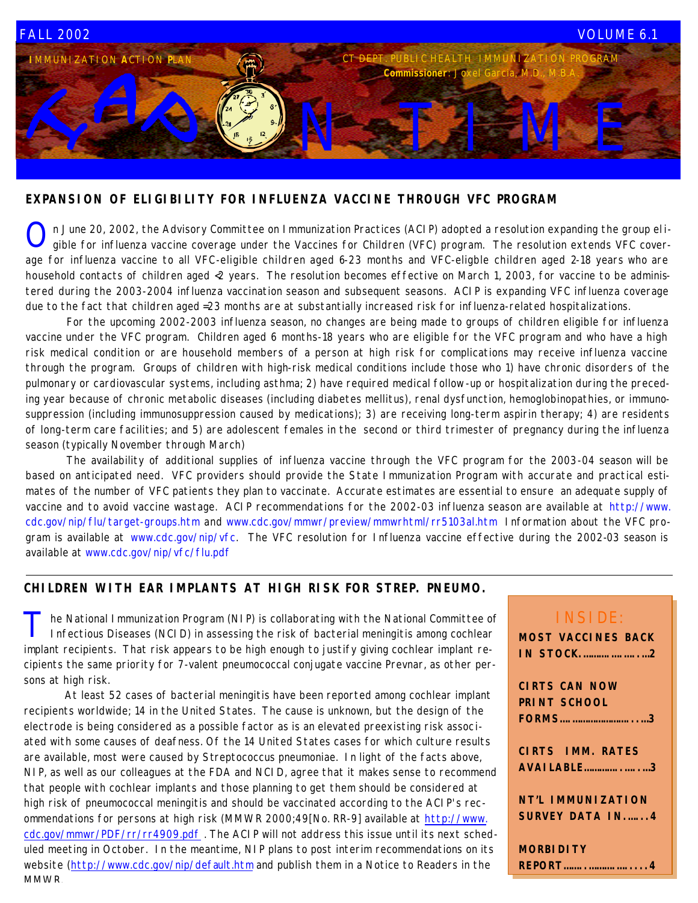FALL 2002 VOLUME 6.1

**I**MMUNIZATION **A**CTION **P**LAN

CT DEPT. PUBLIC HEALTH IMMUNIZATION PROGRAM
**Commissioner**: Joxel Garcia, M.D., M.B.A.

# IAP ON TIME

## EXPANSION OF ELIGIBILITY FOR INFLUENZA VACCINE THROUGH VFC PROGRAM

On June 20, 2002, the Advisory Committee on Immunization Practices (ACIP) adopted a resolution expanding the group eligible for influenza vaccine coverage under the Vaccines for Children (VFC) program. The resolution extends VFC coverage for influenza vaccine to all VFC-eligible children aged 6-23 months and VFC-eligble children aged 2-18 years who are household contacts of children aged <2 years. The resolution becomes effective on March 1, 2003, for vaccine to be administered during the 2003-2004 influenza vaccination season and subsequent seasons. ACIP is expanding VFC influenza coverage due to the fact that children aged ≡23 months are at substantially increased risk for influenza-related hospitalizations.

For the upcoming 2002-2003 influenza season, no changes are being made to groups of children eligible for influenza vaccine under the VFC program. Children aged 6 months-18 years who are eligible for the VFC program and who have a high risk medical condition or are household members of a person at high risk for complications may receive influenza vaccine through the program. Groups of children with high-risk medical conditions include those who 1) have chronic disorders of the pulmonary or cardiovascular systems, including asthma; 2) have required medical follow-up or hospitalization during the preceding year because of chronic metabolic diseases (including diabetes mellitus), renal dysfunction, hemoglobinopathies, or immunosuppression (including immunosuppression caused by medications); 3) are receiving long-term aspirin therapy; 4) are residents of long-term care facilities; and 5) are adolescent females in the second or third trimester of pregnancy during the influenza season (typically November through March)

The availability of additional supplies of influenza vaccine through the VFC program for the 2003-04 season will be based on anticipated need. VFC providers should provide the State Immunization Program with accurate and practical estimates of the number of VFC patients they plan to vaccinate. Accurate estimates are essential to ensure an adequate supply of vaccine and to avoid vaccine wastage. ACIP recommendations for the 2002-03 influenza season are available at http://www.cdc.gov/nip/flu/target-groups.htm and www.cdc.gov/mmwr/preview/mmwrhtml/rr5103al.htm Information about the VFC program is available at www.cdc.gov/nip/vfc. The VFC resolution for Influenza vaccine effective during the 2002-03 season is available at www.cdc.gov/nip/vfc/flu.pdf

## CHILDREN WITH EAR IMPLANTS AT HIGH RISK FOR STREP. PNEUMO.

The National Immunization Program (NIP) is collaborating with the National Committee of Infectious Diseases (NCID) in assessing the risk of bacterial meningitis among cochlear implant recipients. That risk appears to be high enough to justify giving cochlear implant recipients the same priority for 7-valent pneumococcal conjugate vaccine Prevnar, as other persons at high risk.

At least 52 cases of bacterial meningitis have been reported among cochlear implant recipients worldwide; 14 in the United States. The cause is unknown, but the design of the electrode is being considered as a possible factor as is an elevated preexisting risk associated with some causes of deafness. Of the 14 United States cases for which culture results are available, most were caused by Streptococcus pneumoniae. In light of the facts above, NIP, as well as our colleagues at the FDA and NCID, agree that it makes sense to recommend that people with cochlear implants and those planning to get them should be considered at high risk of pneumococcal meningitis and should be vaccinated according to the ACIP's recommendations for persons at high risk (MMWR 2000;49[No. RR-9] available at http://www.cdc.gov/mmwr/PDF/rr/rr4909.pdf . The ACIP will not address this issue until its next scheduled meeting in October. In the meantime, NIP plans to post interim recommendations on its website (http://www.cdc.gov/nip/default.htm and publish them in a Notice to Readers in the MMWR.

### INSIDE:

- **MOST VACCINES BACK IN STOCK……………….2**
- **CIRTS CAN NOW PRINT SCHOOL FORMS…………………….3**
- **CIRTS IMM. RATES AVAILABLE……………3**
- **NT'L IMMUNIZATION SURVEY DATA IN……4**
- **MORBIDITY REPORT…………………..4**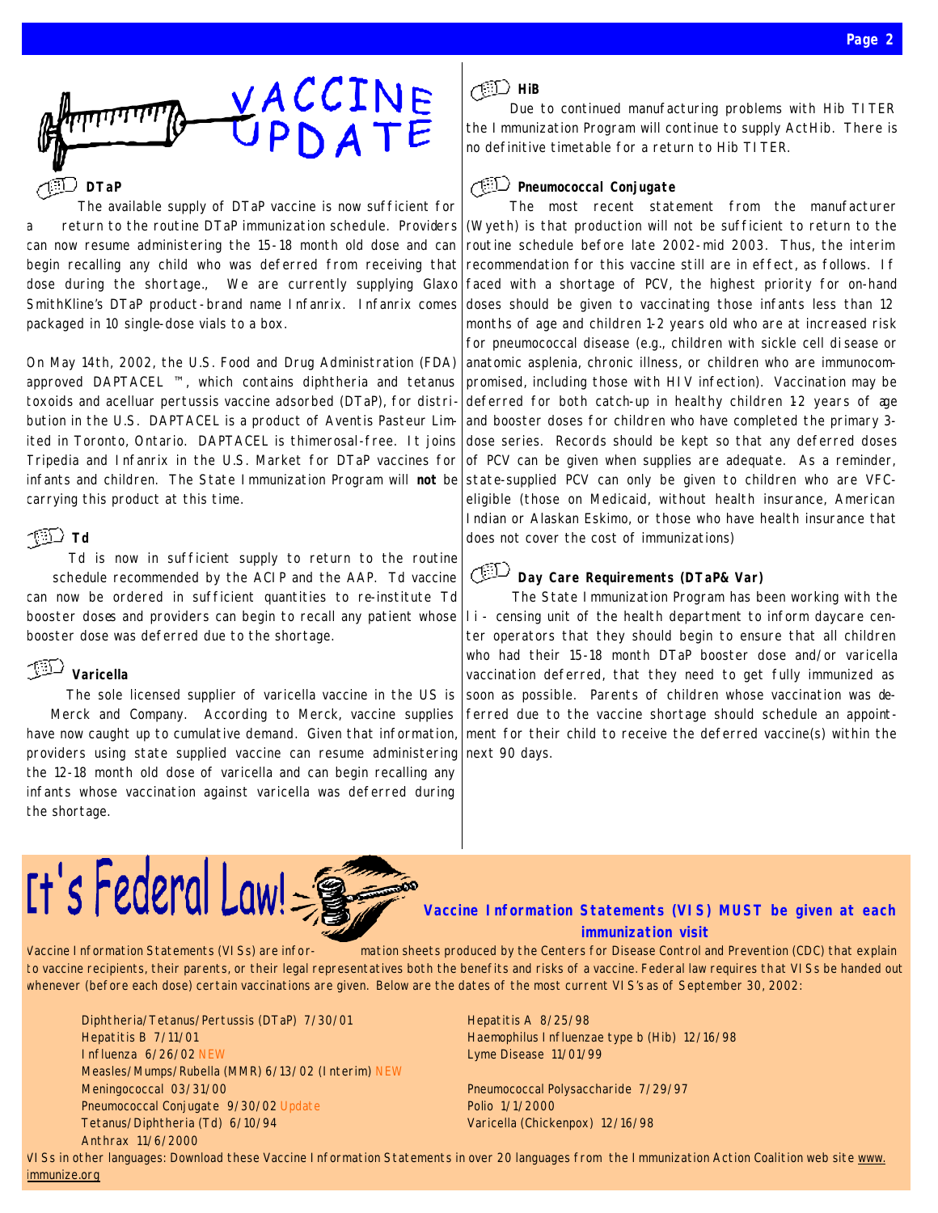# VACCINE UPDATE

### DTaP

The available supply of DTaP vaccine is now sufficient for a return to the routine DTaP immunization schedule. Providers can now resume administering the 15-18 month old dose and can begin recalling any child who was deferred from receiving that dose during the shortage., We are currently supplying Glaxo SmithKline's DTaP product-brand name Infanrix. Infanrix comes packaged in 10 single-dose vials to a box.

On May 14th, 2002, the U.S. Food and Drug Administration (FDA) approved DAPTACEL ™, which contains diphtheria and tetanus toxoids and acelluar pertussis vaccine adsorbed (DTaP), for distribution in the U.S. DAPTACEL is a product of Aventis Pasteur Limited in Toronto, Ontario. DAPTACEL is thimerosal-free. It joins Tripedia and Infanrix in the U.S. Market for DTaP vaccines for infants and children. The State Immunization Program will **not** be carrying this product at this time.

### Td

Td is now in sufficient supply to return to the routine schedule recommended by the ACIP and the AAP. Td vaccine can now be ordered in sufficient quantities to re-institute Td booster doses and providers can begin to recall any patient whose booster dose was deferred due to the shortage.

### Varicella

The sole licensed supplier of varicella vaccine in the US is Merck and Company. According to Merck, vaccine supplies have now caught up to cumulative demand. Given that information, providers using state supplied vaccine can resume administering the 12-18 month old dose of varicella and can begin recalling any infants whose vaccination against varicella was deferred during the shortage.

### HiB

Due to continued manufacturing problems with Hib TITER the Immunization Program will continue to supply ActHib. There is no definitive timetable for a return to Hib TITER.

### Pneumococcal Conjugate

The most recent statement from the manufacturer (Wyeth) is that production will not be sufficient to return to the routine schedule before late 2002-mid 2003. Thus, the interim recommendation for this vaccine still are in effect, as follows. If faced with a shortage of PCV, the highest priority for on-hand doses should be given to vaccinating those infants less than 12 months of age and children 1-2 years old who are at increased risk for pneumococcal disease (e.g., children with sickle cell disease or anatomic asplenia, chronic illness, or children who are immunocompromised, including those with HIV infection). Vaccination may be deferred for both catch-up in healthy children 1-2 years of age and booster doses for children who have completed the primary 3-dose series. Records should be kept so that any deferred doses of PCV can be given when supplies are adequate. As a reminder, state-supplied PCV can only be given to children who are VFC-eligible (those on Medicaid, without health insurance, American Indian or Alaskan Eskimo, or those who have health insurance that does not cover the cost of immunizations)

### Day Care Requirements (DTaP& Var)

The State Immunization Program has been working with the licensing unit of the health department to inform daycare center operators that they should begin to ensure that all children who had their 15-18 month DTaP booster dose and/or varicella vaccination deferred, that they need to get fully immunized as soon as possible. Parents of children whose vaccination was deferred due to the vaccine shortage should schedule an appointment for their child to receive the deferred vaccine(s) within the next 90 days.

## It's Federal Law!

### Vaccine Information Statements (VIS) MUST be given at each immunization visit

Vaccine Information Statements (VISs) are information sheets produced by the Centers for Disease Control and Prevention (CDC) that explain to vaccine recipients, their parents, or their legal representatives both the benefits and risks of a vaccine. Federal law requires that VISs be handed out whenever (before each dose) certain vaccinations are given. Below are the dates of the most current VIS's as of September 30, 2002:

- Diphtheria/Tetanus/Pertussis (DTaP) 7/30/01
- Hepatitis B 7/11/01
- Influenza 6/26/02 NEW
- Measles/Mumps/Rubella (MMR) 6/13/02 (Interim) NEW
- Meningococcal 03/31/00
- Pneumococcal Conjugate 9/30/02 Update
- Tetanus/Diphtheria (Td) 6/10/94
- Anthrax 11/6/2000
- Hepatitis A 8/25/98
- Haemophilus Influenzae type b (Hib) 12/16/98
- Lyme Disease 11/01/99
- Pneumococcal Polysaccharide 7/29/97
- Polio 1/1/2000
- Varicella (Chickenpox) 12/16/98

VISs in other languages: Download these Vaccine Information Statements in over 20 languages from the Immunization Action Coalition web site www.immunize.org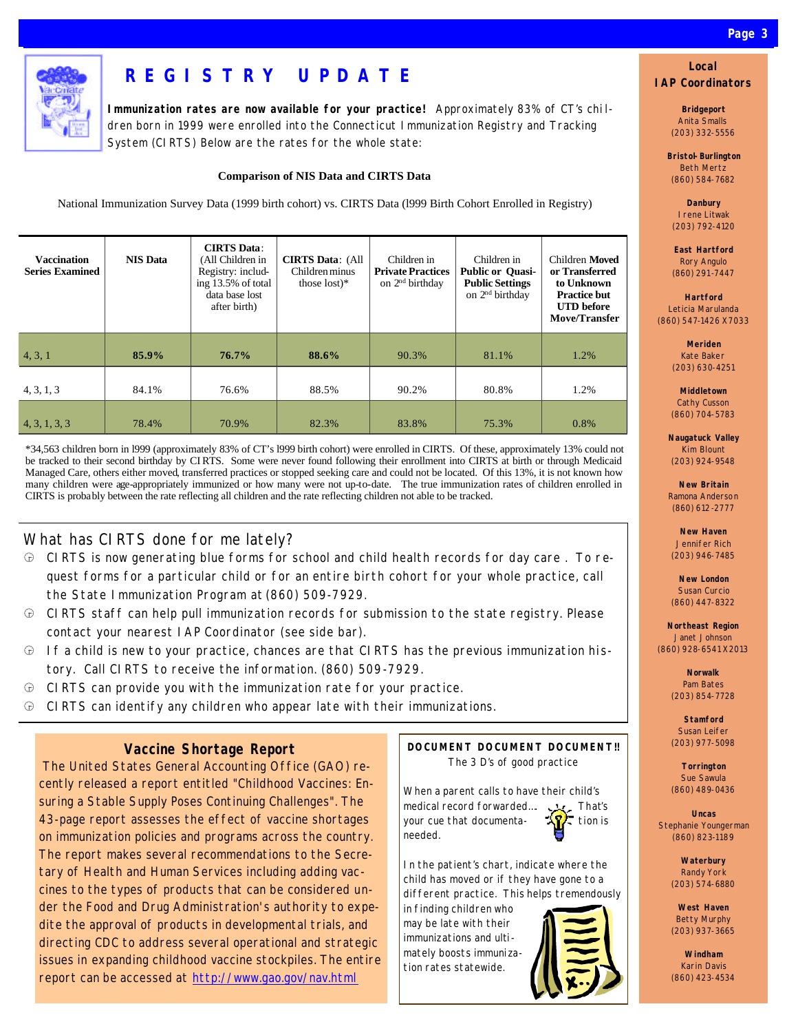# REGISTRY UPDATE

**Immunization rates are now available for your practice!** Approximately 83% of CT's children born in 1999 were enrolled into the Connecticut Immunization Registry and Tracking System (CIRTS) Below are the rates for the whole state:

**Comparison of NIS Data and CIRTS Data**

National Immunization Survey Data (1999 birth cohort) vs. CIRTS Data (l999 Birth Cohort Enrolled in Registry)

| Vaccination Series Examined | NIS Data | CIRTS Data: (All Children in Registry: including 13.5% of total data base lost after birth) | CIRTS Data: (All Children minus those lost)* | Children in Private Practices on 2nd birthday | Children in Public or Quasi-Public Settings on 2nd birthday | Children Moved or Transferred to Unknown Practice but UTD before Move/Transfer |
|---|---|---|---|---|---|---|
| 4, 3, 1 | **85.9%** | **76.7%** | **88.6%** | 90.3% | 81.1% | 1.2% |
| 4, 3, 1, 3 | 84.1% | 76.6% | 88.5% | 90.2% | 80.8% | 1.2% |
| 4, 3, 1, 3, 3 | 78.4% | 70.9% | 82.3% | 83.8% | 75.3% | 0.8% |

*34,563 children born in l999 (approximately 83% of CT's l999 birth cohort) were enrolled in CIRTS. Of these, approximately 13% could not be tracked to their second birthday by CIRTS. Some were never found following their enrollment into CIRTS at birth or through Medicaid Managed Care, others either moved, transferred practices or stopped seeking care and could not be located. Of this 13%, it is not known how many children were age-appropriately immunized or how many were not up-to-date. The true immunization rates of children enrolled in CIRTS is probably between the rate reflecting all children and the rate reflecting children not able to track.

## What has CIRTS done for me lately?

- CIRTS is now generating blue forms for school and child health records for day care. To request forms for a particular child or for an entire birth cohort for your whole practice, call the State Immunization Program at (860) 509-7929.
- CIRTS staff can help pull immunization records for submission to the state registry. Please contact your nearest IAP Coordinator (see side bar).
- If a child is new to your practice, chances are that CIRTS has the previous immunization history. Call CIRTS to receive the information. (860) 509-7929.
- CIRTS can provide you with the immunization rate for your practice.
- CIRTS can identify any children who appear late with their immunizations.

## Vaccine Shortage Report

The United States General Accounting Office (GAO) recently released a report entitled "Childhood Vaccines: Ensuring a Stable Supply Poses Continuing Challenges". The 43-page report assesses the effect of vaccine shortages on immunization policies and programs across the country. The report makes several recommendations to the Secretary of Health and Human Services including adding vaccines to the types of products that can be considered under the Food and Drug Administration's authority to expedite the approval of products in developmental trials, and directing CDC to address several operational and strategic issues in expanding childhood vaccine stockpiles. The entire report can be accessed at http://www.gao.gov/nav.html

## DOCUMENT DOCUMENT DOCUMENT!!

The 3 D's of good practice

When a parent calls to have their child's medical record forwarded… That's your cue that documentation is needed.

In the patient's chart, indicate where the child has moved or if they have gone to a different practice. This helps tremendously in finding children who may be late with their immunizations and ultimately boosts immunization rates statewide.

## Local IAP Coordinators

**Bridgeport**
Anita Smalls
(203) 332-5556

**Bristol-Burlington**
Beth Mertz
(860) 584-7682

**Danbury**
Irene Litwak
(203) 792-4120

**East Hartford**
Rory Angulo
(860) 291-7447

**Hartford**
Leticia Marulanda
(860) 547-1426 X7033

**Meriden**
Kate Baker
(203) 630-4251

**Middletown**
Cathy Cusson
(860) 704-5783

**Naugatuck Valley**
Kim Blount
(203) 924-9548

**New Britain**
Ramona Anderson
(860) 612-2777

**New Haven**
Jennifer Rich
(203) 946-7485

**New London**
Susan Curcio
(860) 447-8322

**Northeast Region**
Janet Johnson
(860) 928-6541 X2013

**Norwalk**
Pam Bates
(203) 854-7728

**Stamford**
Susan Leifer
(203) 977-5098

**Torrington**
Sue Sawula
(860) 489-0436

**Uncas**
Stephanie Youngerman
(860) 823-1189

**Waterbury**
Randy York
(203) 574-6880

**West Haven**
Betty Murphy
(203) 937-3665

**Windham**
Karin Davis
(860) 423-4534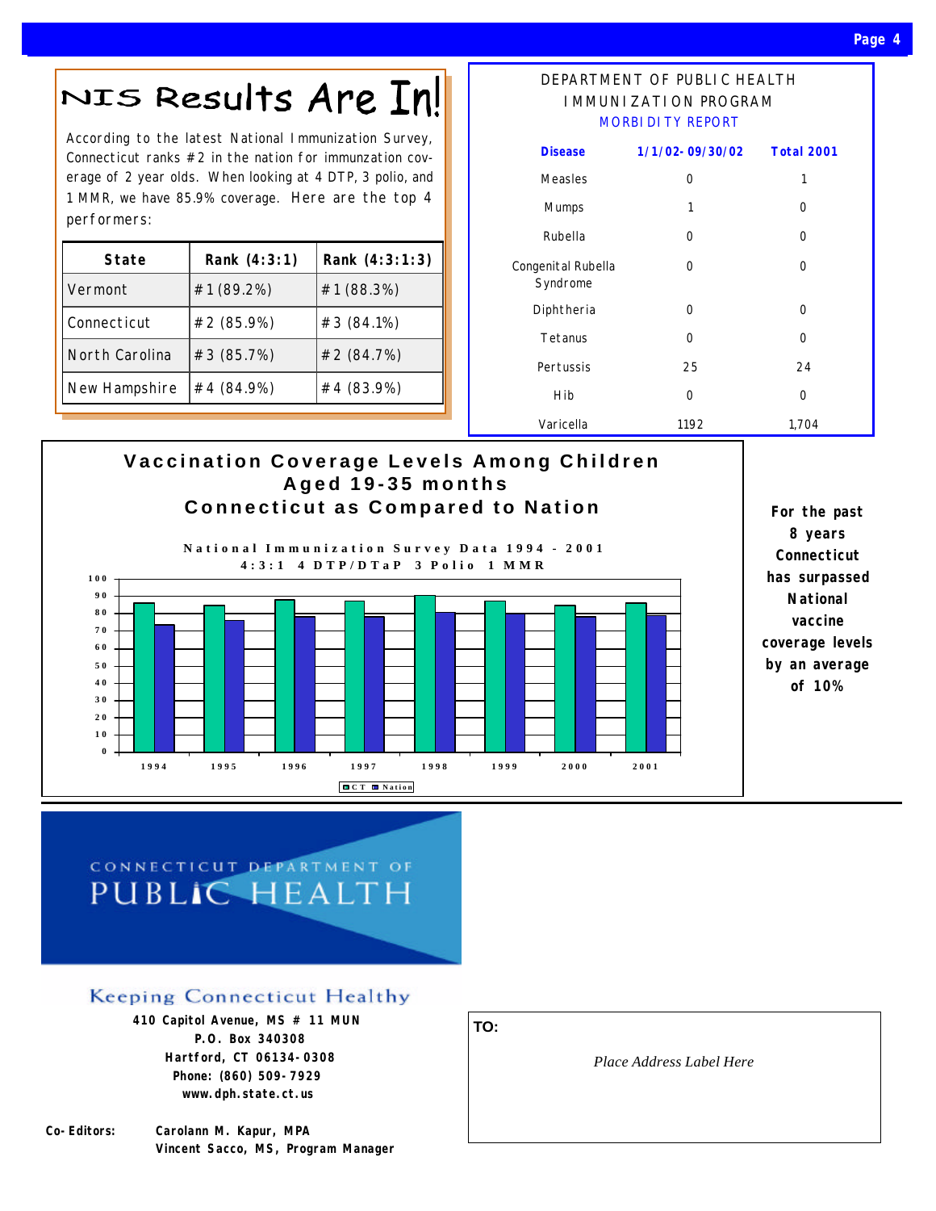## NIS Results Are In!

According to the latest National Immunization Survey, Connecticut ranks #2 in the nation for immunzation coverage of 2 year olds. When looking at 4 DTP, 3 polio, and 1 MMR, we have 85.9% coverage. Here are the top 4 performers:

| State | Rank (4:3:1) | Rank (4:3:1:3) |
|---|---|---|
| Vermont | #1 (89.2%) | #1 (88.3%) |
| Connecticut | #2 (85.9%) | #3 (84.1%) |
| North Carolina | #3 (85.7%) | #2 (84.7%) |
| New Hampshire | #4 (84.9%) | #4 (83.9%) |

## DEPARTMENT OF PUBLIC HEALTH IMMUNIZATION PROGRAM

### MORBIDITY REPORT

| Disease | 1/1/02-09/30/02 | Total 2001 |
|---|---|---|
| Measles | 0 | 1 |
| Mumps | 1 | 0 |
| Rubella | 0 | 0 |
| Congenital Rubella Syndrome | 0 | 0 |
| Diphtheria | 0 | 0 |
| Tetanus | 0 | 0 |
| Pertussis | 25 | 24 |
| Hib | 0 | 0 |
| Varicella | 1192 | 1,704 |

## Vaccination Coverage Levels Among Children Aged 19-35 months Connecticut as Compared to Nation

National Immunization Survey Data 1994 - 2001
4:3:1 4 DTP/DTaP 3 Polio 1 MMR

100
90
80
70
60
50
40
30
20
10
0

1994 1995 1996 1997 1998 1999 2000 2001

CT Nation

**For the past 8 years Connecticut has surpassed National vaccine coverage levels by an average of 10%**

CONNECTICUT DEPARTMENT OF PUBLIC HEALTH

Keeping Connecticut Healthy

**410 Capitol Avenue, MS # 11 MUN**
**P.O. Box 340308**
**Hartford, CT 06134-0308**
**Phone: (860) 509-7929**
**www.dph.state.ct.us**

**Co-Editors:** **Carolann M. Kapur, MPA**
**Vincent Sacco, MS, Program Manager**

**TO:**

*Place Address Label Here*